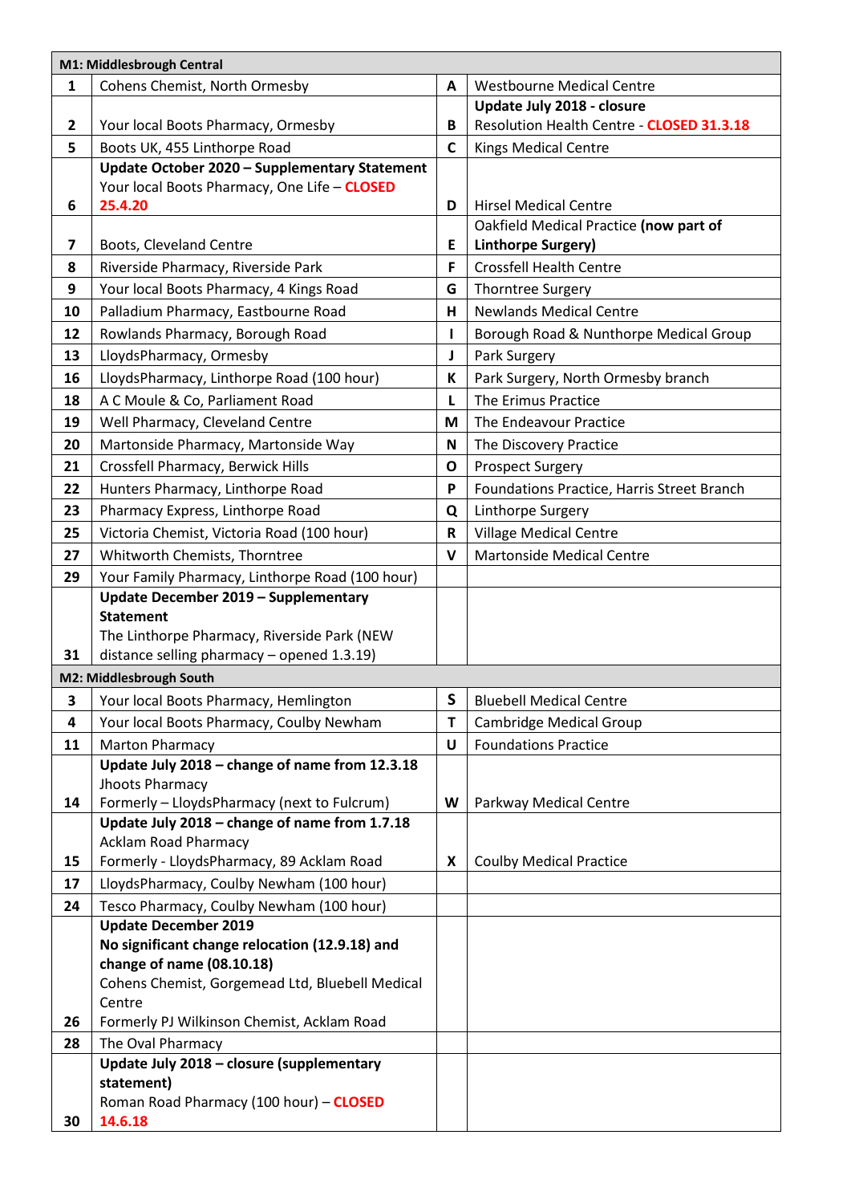| M1: Middlesbrough Central | | | |
|---|---|---|---|
| 1 | Cohens Chemist, North Ormesby | A | Westbourne Medical Centre |
| 2 | Your local Boots Pharmacy, Ormesby | B | **Update July 2018 - closure** Resolution Health Centre - **CLOSED 31.3.18** |
| 5 | Boots UK, 455 Linthorpe Road | C | Kings Medical Centre |
| 6 | **Update October 2020 – Supplementary Statement** Your local Boots Pharmacy, One Life – **CLOSED 25.4.20** | D | Hirsel Medical Centre |
| 7 | Boots, Cleveland Centre | E | Oakfield Medical Practice **(now part of Linthorpe Surgery)** |
| 8 | Riverside Pharmacy, Riverside Park | F | Crossfell Health Centre |
| 9 | Your local Boots Pharmacy, 4 Kings Road | G | Thorntree Surgery |
| 10 | Palladium Pharmacy, Eastbourne Road | H | Newlands Medical Centre |
| 12 | Rowlands Pharmacy, Borough Road | I | Borough Road & Nunthorpe Medical Group |
| 13 | LloydsPharmacy, Ormesby | J | Park Surgery |
| 16 | LloydsPharmacy, Linthorpe Road (100 hour) | K | Park Surgery, North Ormesby branch |
| 18 | A C Moule & Co, Parliament Road | L | The Erimus Practice |
| 19 | Well Pharmacy, Cleveland Centre | M | The Endeavour Practice |
| 20 | Martonside Pharmacy, Martonside Way | N | The Discovery Practice |
| 21 | Crossfell Pharmacy, Berwick Hills | O | Prospect Surgery |
| 22 | Hunters Pharmacy, Linthorpe Road | P | Foundations Practice, Harris Street Branch |
| 23 | Pharmacy Express, Linthorpe Road | Q | Linthorpe Surgery |
| 25 | Victoria Chemist, Victoria Road (100 hour) | R | Village Medical Centre |
| 27 | Whitworth Chemists, Thorntree | V | Martonside Medical Centre |
| 29 | Your Family Pharmacy, Linthorpe Road (100 hour) | | |
| 31 | **Update December 2019 – Supplementary Statement** The Linthorpe Pharmacy, Riverside Park (NEW distance selling pharmacy – opened 1.3.19) | | |
| **M2: Middlesbrough South** | | | |
| 3 | Your local Boots Pharmacy, Hemlington | S | Bluebell Medical Centre |
| 4 | Your local Boots Pharmacy, Coulby Newham | T | Cambridge Medical Group |
| 11 | Marton Pharmacy | U | Foundations Practice |
| 14 | **Update July 2018 – change of name from 12.3.18** Jhoots Pharmacy Formerly – LloydsPharmacy (next to Fulcrum) | W | Parkway Medical Centre |
| 15 | **Update July 2018 – change of name from 1.7.18** Acklam Road Pharmacy Formerly - LloydsPharmacy, 89 Acklam Road | X | Coulby Medical Practice |
| 17 | LloydsPharmacy, Coulby Newham (100 hour) | | |
| 24 | Tesco Pharmacy, Coulby Newham (100 hour) | | |
| 26 | **Update December 2019** **No significant change relocation (12.9.18) and change of name (08.10.18)** Cohens Chemist, Gorgemead Ltd, Bluebell Medical Centre Formerly PJ Wilkinson Chemist, Acklam Road | | |
| 28 | The Oval Pharmacy | | |
| 30 | **Update July 2018 – closure (supplementary statement)** Roman Road Pharmacy (100 hour) – **CLOSED 14.6.18** | | |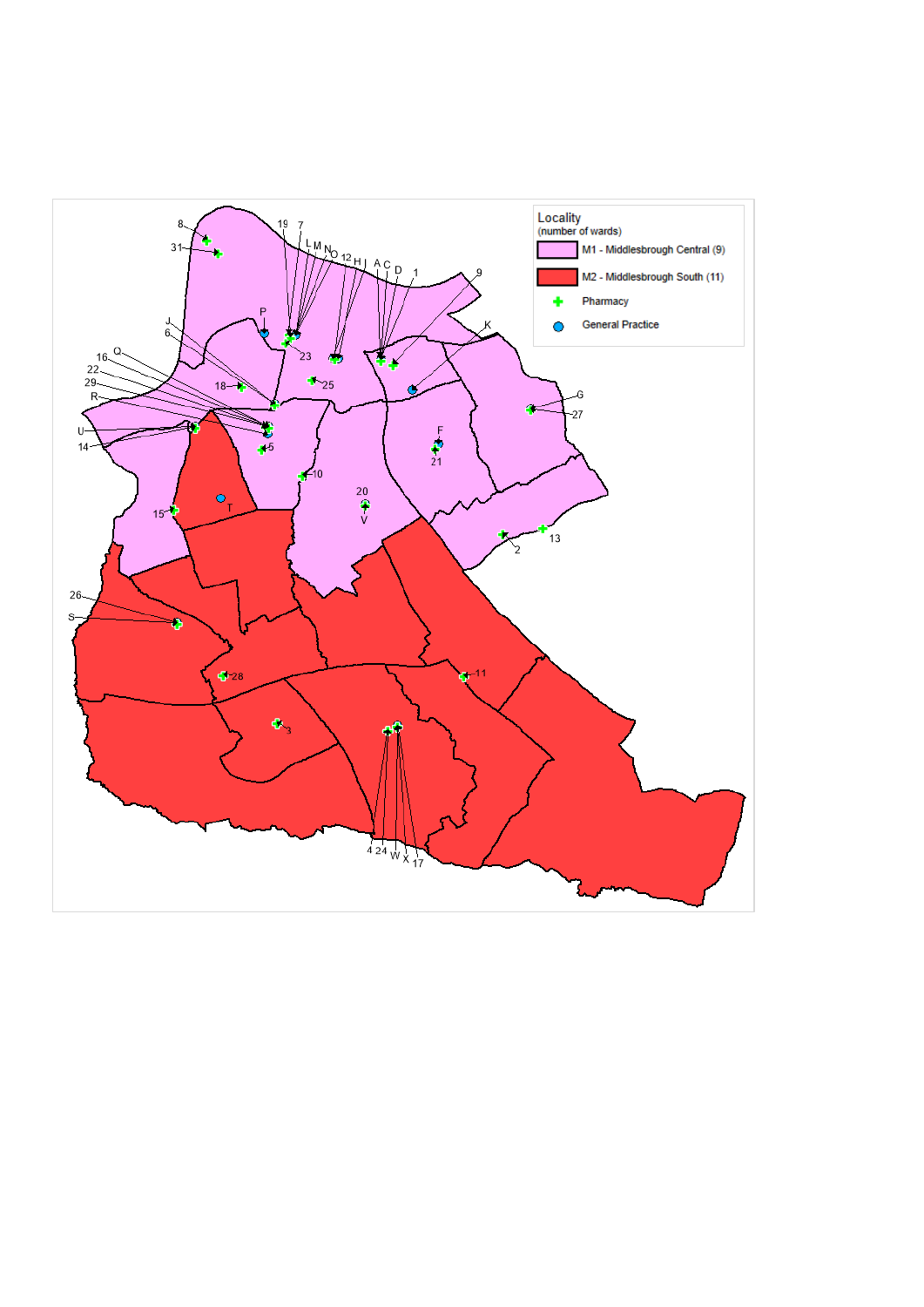Locality
(number of wards)

M1 - Middlesbrough Central (9)

M2 - Middlesbrough South (11)

Pharmacy

General Practice

8
31
19
7
L M N O 12 H I
A C D 1
9
K
P
J
6
23
16
Q
22
29
R
18
25
G
27
U
14
5
F
21
10
15
T
20
V
2
13
26
S
28
11
3
4 24 W X 17